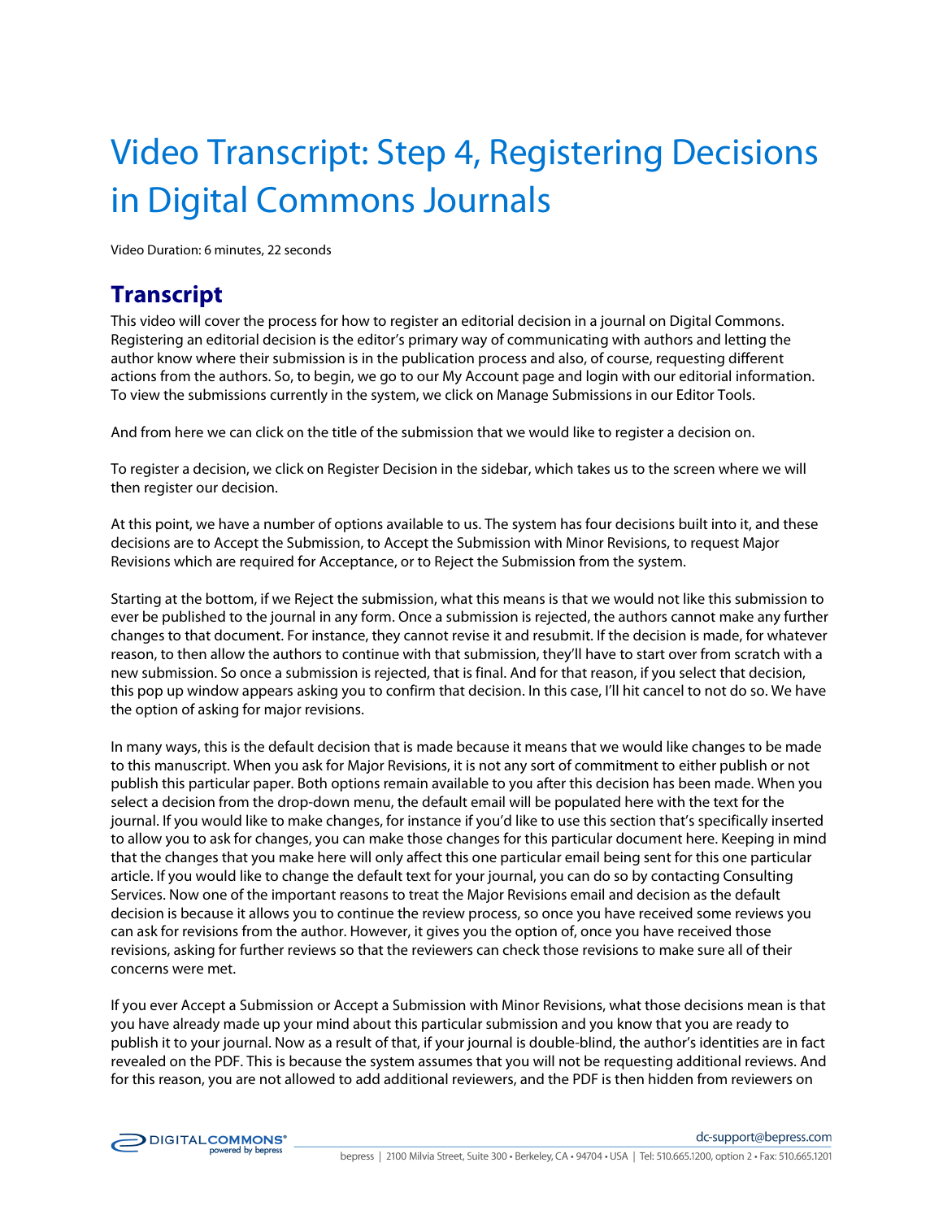# Video Transcript: Step 4, Registering Decisions in Digital Commons Journals

Video Duration: 6 minutes, 22 seconds

## Transcript

This video will cover the process for how to register an editorial decision in a journal on Digital Commons. Registering an editorial decision is the editor's primary way of communicating with authors and letting the author know where their submission is in the publication process and also, of course, requesting different actions from the authors. So, to begin, we go to our My Account page and login with our editorial information. To view the submissions currently in the system, we click on Manage Submissions in our Editor Tools.

And from here we can click on the title of the submission that we would like to register a decision on.

To register a decision, we click on Register Decision in the sidebar, which takes us to the screen where we will then register our decision.

At this point, we have a number of options available to us. The system has four decisions built into it, and these decisions are to Accept the Submission, to Accept the Submission with Minor Revisions, to request Major Revisions which are required for Acceptance, or to Reject the Submission from the system.

Starting at the bottom, if we Reject the submission, what this means is that we would not like this submission to ever be published to the journal in any form. Once a submission is rejected, the authors cannot make any further changes to that document. For instance, they cannot revise it and resubmit. If the decision is made, for whatever reason, to then allow the authors to continue with that submission, they'll have to start over from scratch with a new submission. So once a submission is rejected, that is final. And for that reason, if you select that decision, this pop up window appears asking you to confirm that decision. In this case, I'll hit cancel to not do so. We have the option of asking for major revisions.

In many ways, this is the default decision that is made because it means that we would like changes to be made to this manuscript. When you ask for Major Revisions, it is not any sort of commitment to either publish or not publish this particular paper. Both options remain available to you after this decision has been made. When you select a decision from the drop-down menu, the default email will be populated here with the text for the journal. If you would like to make changes, for instance if you'd like to use this section that's specifically inserted to allow you to ask for changes, you can make those changes for this particular document here. Keeping in mind that the changes that you make here will only affect this one particular email being sent for this one particular article. If you would like to change the default text for your journal, you can do so by contacting Consulting Services. Now one of the important reasons to treat the Major Revisions email and decision as the default decision is because it allows you to continue the review process, so once you have received some reviews you can ask for revisions from the author. However, it gives you the option of, once you have received those revisions, asking for further reviews so that the reviewers can check those revisions to make sure all of their concerns were met.

If you ever Accept a Submission or Accept a Submission with Minor Revisions, what those decisions mean is that you have already made up your mind about this particular submission and you know that you are ready to publish it to your journal. Now as a result of that, if your journal is double-blind, the author's identities are in fact revealed on the PDF. This is because the system assumes that you will not be requesting additional reviews. And for this reason, you are not allowed to add additional reviewers, and the PDF is then hidden from reviewers on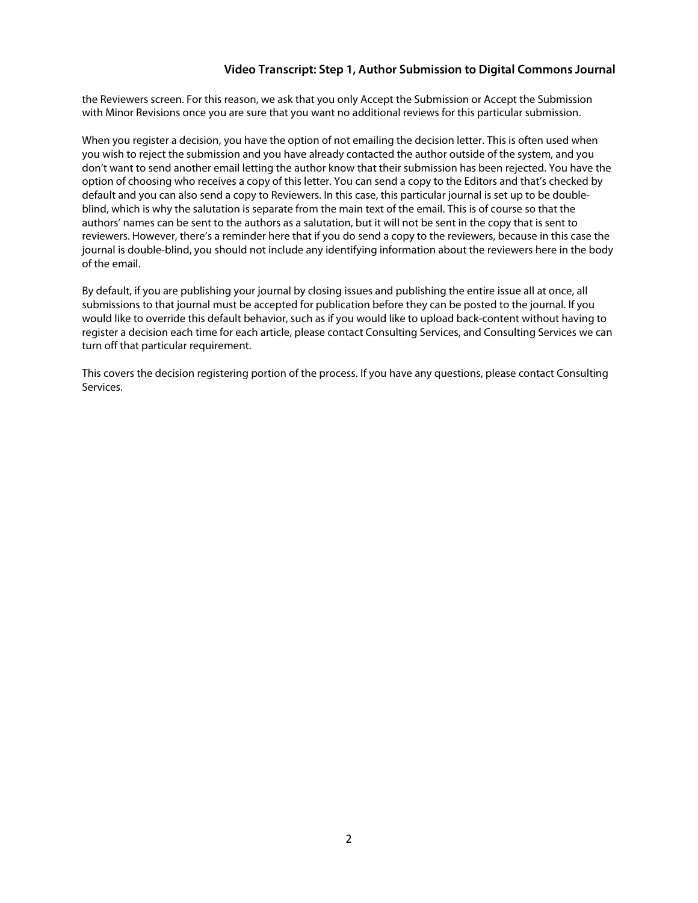the Reviewers screen. For this reason, we ask that you only Accept the Submission or Accept the Submission with Minor Revisions once you are sure that you want no additional reviews for this particular submission.

When you register a decision, you have the option of not emailing the decision letter. This is often used when you wish to reject the submission and you have already contacted the author outside of the system, and you don't want to send another email letting the author know that their submission has been rejected. You have the option of choosing who receives a copy of this letter. You can send a copy to the Editors and that's checked by default and you can also send a copy to Reviewers. In this case, this particular journal is set up to be double-blind, which is why the salutation is separate from the main text of the email. This is of course so that the authors' names can be sent to the authors as a salutation, but it will not be sent in the copy that is sent to reviewers. However, there's a reminder here that if you do send a copy to the reviewers, because in this case the journal is double-blind, you should not include any identifying information about the reviewers here in the body of the email.

By default, if you are publishing your journal by closing issues and publishing the entire issue all at once, all submissions to that journal must be accepted for publication before they can be posted to the journal. If you would like to override this default behavior, such as if you would like to upload back-content without having to register a decision each time for each article, please contact Consulting Services, and Consulting Services we can turn off that particular requirement.

This covers the decision registering portion of the process. If you have any questions, please contact Consulting Services.